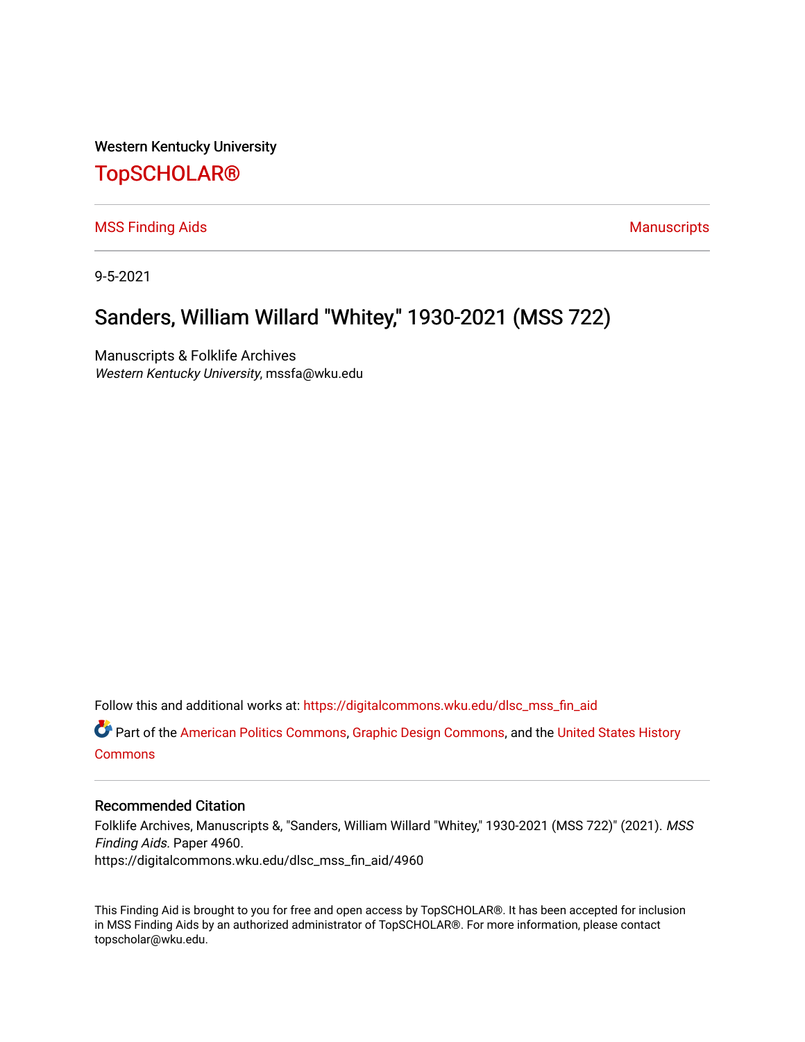Western Kentucky University

# TopSCHOLAR®

MSS Finding Aids | Manuscripts

9-5-2021

## Sanders, William Willard "Whitey," 1930-2021 (MSS 722)

Manuscripts & Folklife Archives
*Western Kentucky University*, mssfa@wku.edu

Follow this and additional works at: https://digitalcommons.wku.edu/dlsc_mss_fin_aid

Part of the American Politics Commons, Graphic Design Commons, and the United States History Commons

### Recommended Citation

Folklife Archives, Manuscripts &, "Sanders, William Willard "Whitey," 1930-2021 (MSS 722)" (2021). *MSS Finding Aids.* Paper 4960.
https://digitalcommons.wku.edu/dlsc_mss_fin_aid/4960

This Finding Aid is brought to you for free and open access by TopSCHOLAR®. It has been accepted for inclusion in MSS Finding Aids by an authorized administrator of TopSCHOLAR®. For more information, please contact topscholar@wku.edu.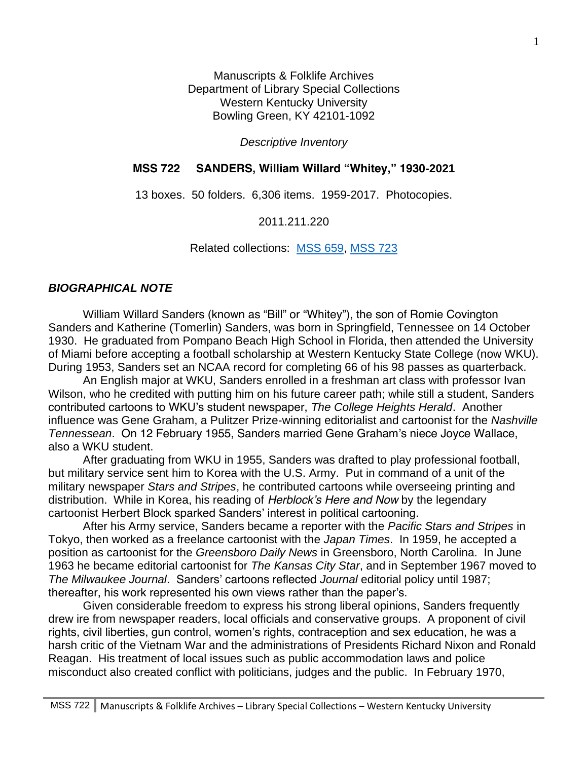Manuscripts & Folklife Archives
Department of Library Special Collections
Western Kentucky University
Bowling Green, KY 42101-1092

*Descriptive Inventory*

**MSS 722 SANDERS, William Willard "Whitey," 1930-2021**

13 boxes. 50 folders. 6,306 items. 1959-2017. Photocopies.

2011.211.220

Related collections: MSS 659, MSS 723

### *BIOGRAPHICAL NOTE*

William Willard Sanders (known as "Bill" or "Whitey"), the son of Romie Covington Sanders and Katherine (Tomerlin) Sanders, was born in Springfield, Tennessee on 14 October 1930. He graduated from Pompano Beach High School in Florida, then attended the University of Miami before accepting a football scholarship at Western Kentucky State College (now WKU). During 1953, Sanders set an NCAA record for completing 66 of his 98 passes as quarterback.

An English major at WKU, Sanders enrolled in a freshman art class with professor Ivan Wilson, who he credited with putting him on his future career path; while still a student, Sanders contributed cartoons to WKU's student newspaper, *The College Heights Herald*. Another influence was Gene Graham, a Pulitzer Prize-winning editorialist and cartoonist for the *Nashville Tennessean*. On 12 February 1955, Sanders married Gene Graham's niece Joyce Wallace, also a WKU student.

After graduating from WKU in 1955, Sanders was drafted to play professional football, but military service sent him to Korea with the U.S. Army. Put in command of a unit of the military newspaper *Stars and Stripes*, he contributed cartoons while overseeing printing and distribution. While in Korea, his reading of *Herblock's Here and Now* by the legendary cartoonist Herbert Block sparked Sanders' interest in political cartooning.

After his Army service, Sanders became a reporter with the *Pacific Stars and Stripes* in Tokyo, then worked as a freelance cartoonist with the *Japan Times*. In 1959, he accepted a position as cartoonist for the *Greensboro Daily News* in Greensboro, North Carolina. In June 1963 he became editorial cartoonist for *The Kansas City Star*, and in September 1967 moved to *The Milwaukee Journal*. Sanders' cartoons reflected *Journal* editorial policy until 1987; thereafter, his work represented his own views rather than the paper's.

Given considerable freedom to express his strong liberal opinions, Sanders frequently drew ire from newspaper readers, local officials and conservative groups. A proponent of civil rights, civil liberties, gun control, women's rights, contraception and sex education, he was a harsh critic of the Vietnam War and the administrations of Presidents Richard Nixon and Ronald Reagan. His treatment of local issues such as public accommodation laws and police misconduct also created conflict with politicians, judges and the public. In February 1970,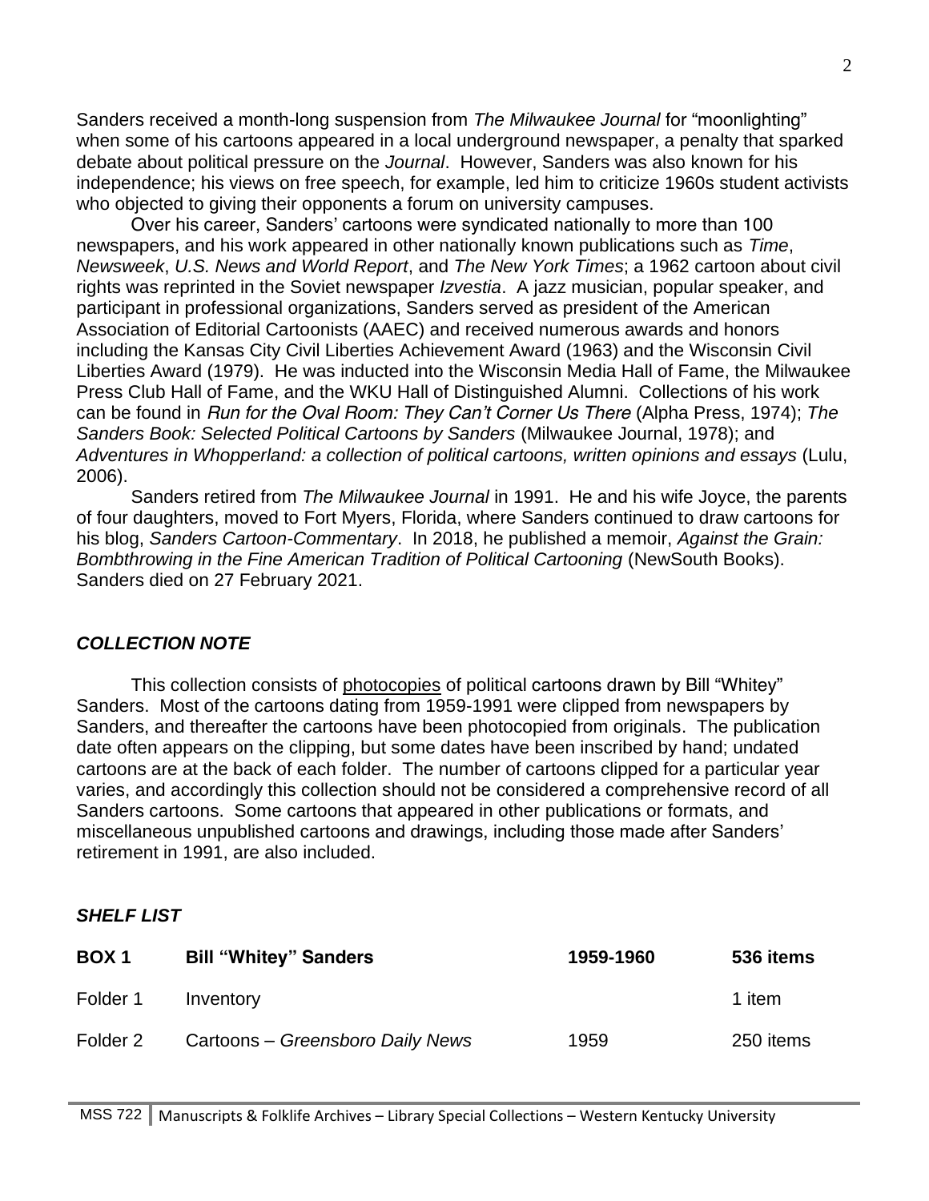Sanders received a month-long suspension from *The Milwaukee Journal* for "moonlighting" when some of his cartoons appeared in a local underground newspaper, a penalty that sparked debate about political pressure on the *Journal*. However, Sanders was also known for his independence; his views on free speech, for example, led him to criticize 1960s student activists who objected to giving their opponents a forum on university campuses.

Over his career, Sanders' cartoons were syndicated nationally to more than 100 newspapers, and his work appeared in other nationally known publications such as *Time*, *Newsweek*, *U.S. News and World Report*, and *The New York Times*; a 1962 cartoon about civil rights was reprinted in the Soviet newspaper *Izvestia*. A jazz musician, popular speaker, and participant in professional organizations, Sanders served as president of the American Association of Editorial Cartoonists (AAEC) and received numerous awards and honors including the Kansas City Civil Liberties Achievement Award (1963) and the Wisconsin Civil Liberties Award (1979). He was inducted into the Wisconsin Media Hall of Fame, the Milwaukee Press Club Hall of Fame, and the WKU Hall of Distinguished Alumni. Collections of his work can be found in *Run for the Oval Room: They Can't Corner Us There* (Alpha Press, 1974); *The Sanders Book: Selected Political Cartoons by Sanders* (Milwaukee Journal, 1978); and *Adventures in Whopperland: a collection of political cartoons, written opinions and essays* (Lulu, 2006).

Sanders retired from *The Milwaukee Journal* in 1991. He and his wife Joyce, the parents of four daughters, moved to Fort Myers, Florida, where Sanders continued to draw cartoons for his blog, *Sanders Cartoon-Commentary*. In 2018, he published a memoir, *Against the Grain: Bombthrowing in the Fine American Tradition of Political Cartooning* (NewSouth Books). Sanders died on 27 February 2021.

## *COLLECTION NOTE*

This collection consists of photocopies of political cartoons drawn by Bill "Whitey" Sanders. Most of the cartoons dating from 1959-1991 were clipped from newspapers by Sanders, and thereafter the cartoons have been photocopied from originals. The publication date often appears on the clipping, but some dates have been inscribed by hand; undated cartoons are at the back of each folder. The number of cartoons clipped for a particular year varies, and accordingly this collection should not be considered a comprehensive record of all Sanders cartoons. Some cartoons that appeared in other publications or formats, and miscellaneous unpublished cartoons and drawings, including those made after Sanders' retirement in 1991, are also included.

## *SHELF LIST*

| **BOX 1** | **Bill "Whitey" Sanders** | **1959-1960** | **536 items** |
|---|---|---|---|
| Folder 1 | Inventory | | 1 item |
| Folder 2 | Cartoons – *Greensboro Daily News* | 1959 | 250 items |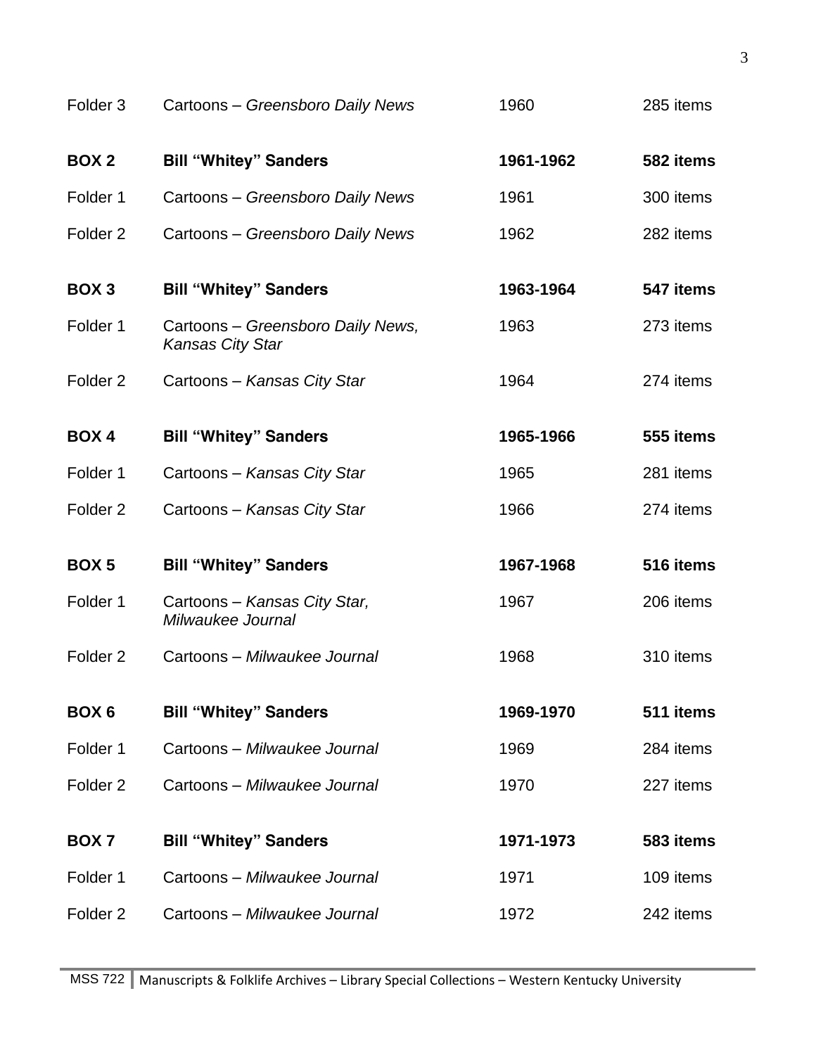| | | | |
|---|---|---|---|
| Folder 3 | Cartoons – *Greensboro Daily News* | 1960 | 285 items |
| **BOX 2** | **Bill "Whitey" Sanders** | **1961-1962** | **582 items** |
| Folder 1 | Cartoons – *Greensboro Daily News* | 1961 | 300 items |
| Folder 2 | Cartoons – *Greensboro Daily News* | 1962 | 282 items |
| **BOX 3** | **Bill "Whitey" Sanders** | **1963-1964** | **547 items** |
| Folder 1 | Cartoons – *Greensboro Daily News, Kansas City Star* | 1963 | 273 items |
| Folder 2 | Cartoons – *Kansas City Star* | 1964 | 274 items |
| **BOX 4** | **Bill "Whitey" Sanders** | **1965-1966** | **555 items** |
| Folder 1 | Cartoons – *Kansas City Star* | 1965 | 281 items |
| Folder 2 | Cartoons – *Kansas City Star* | 1966 | 274 items |
| **BOX 5** | **Bill "Whitey" Sanders** | **1967-1968** | **516 items** |
| Folder 1 | Cartoons – *Kansas City Star, Milwaukee Journal* | 1967 | 206 items |
| Folder 2 | Cartoons – *Milwaukee Journal* | 1968 | 310 items |
| **BOX 6** | **Bill "Whitey" Sanders** | **1969-1970** | **511 items** |
| Folder 1 | Cartoons – *Milwaukee Journal* | 1969 | 284 items |
| Folder 2 | Cartoons – *Milwaukee Journal* | 1970 | 227 items |
| **BOX 7** | **Bill "Whitey" Sanders** | **1971-1973** | **583 items** |
| Folder 1 | Cartoons – *Milwaukee Journal* | 1971 | 109 items |
| Folder 2 | Cartoons – *Milwaukee Journal* | 1972 | 242 items |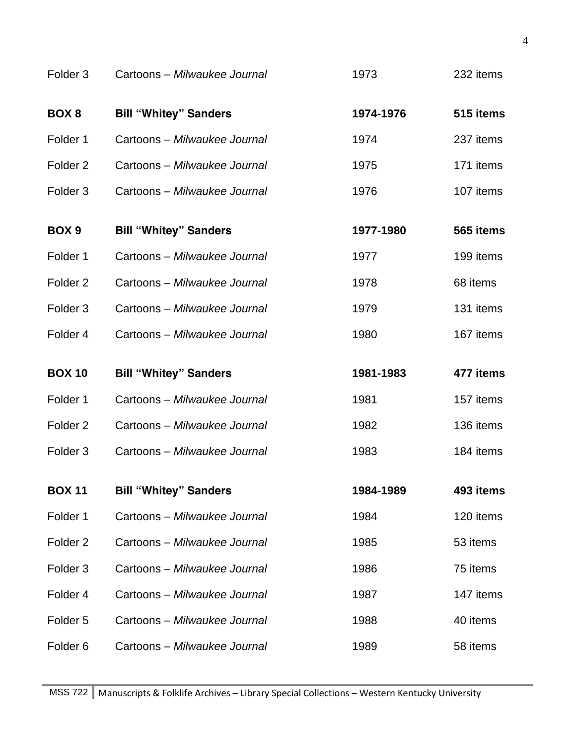| | | | |
|---|---|---|---|
| Folder 3 | Cartoons – *Milwaukee Journal* | 1973 | 232 items |
| **BOX 8** | **Bill "Whitey" Sanders** | **1974-1976** | **515 items** |
| Folder 1 | Cartoons – *Milwaukee Journal* | 1974 | 237 items |
| Folder 2 | Cartoons – *Milwaukee Journal* | 1975 | 171 items |
| Folder 3 | Cartoons – *Milwaukee Journal* | 1976 | 107 items |
| **BOX 9** | **Bill "Whitey" Sanders** | **1977-1980** | **565 items** |
| Folder 1 | Cartoons – *Milwaukee Journal* | 1977 | 199 items |
| Folder 2 | Cartoons – *Milwaukee Journal* | 1978 | 68 items |
| Folder 3 | Cartoons – *Milwaukee Journal* | 1979 | 131 items |
| Folder 4 | Cartoons – *Milwaukee Journal* | 1980 | 167 items |
| **BOX 10** | **Bill "Whitey" Sanders** | **1981-1983** | **477 items** |
| Folder 1 | Cartoons – *Milwaukee Journal* | 1981 | 157 items |
| Folder 2 | Cartoons – *Milwaukee Journal* | 1982 | 136 items |
| Folder 3 | Cartoons – *Milwaukee Journal* | 1983 | 184 items |
| **BOX 11** | **Bill "Whitey" Sanders** | **1984-1989** | **493 items** |
| Folder 1 | Cartoons – *Milwaukee Journal* | 1984 | 120 items |
| Folder 2 | Cartoons – *Milwaukee Journal* | 1985 | 53 items |
| Folder 3 | Cartoons – *Milwaukee Journal* | 1986 | 75 items |
| Folder 4 | Cartoons – *Milwaukee Journal* | 1987 | 147 items |
| Folder 5 | Cartoons – *Milwaukee Journal* | 1988 | 40 items |
| Folder 6 | Cartoons – *Milwaukee Journal* | 1989 | 58 items |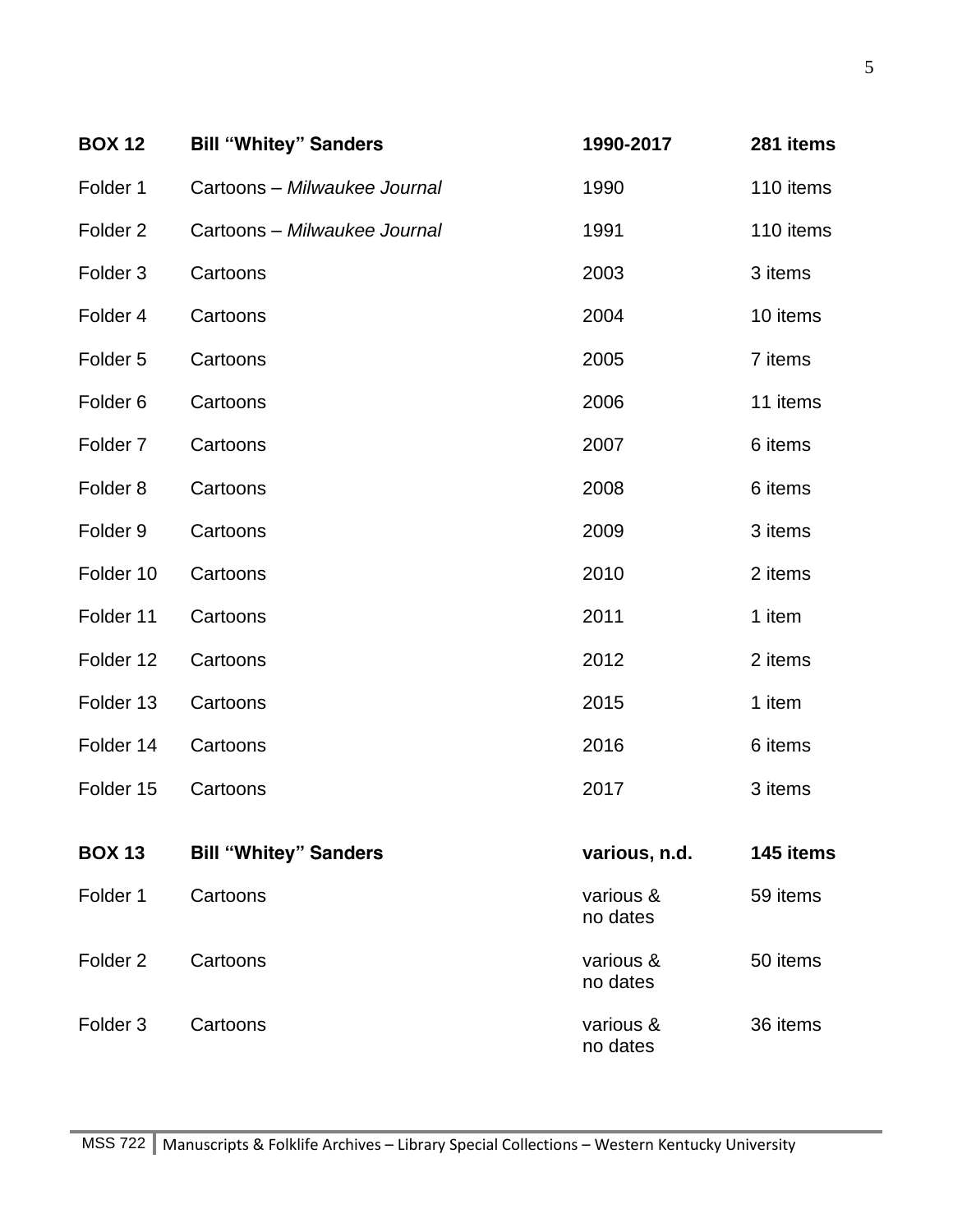| **BOX 12** | **Bill "Whitey" Sanders** | **1990-2017** | **281 items** |
|---|---|---|---|
| Folder 1 | Cartoons – *Milwaukee Journal* | 1990 | 110 items |
| Folder 2 | Cartoons – *Milwaukee Journal* | 1991 | 110 items |
| Folder 3 | Cartoons | 2003 | 3 items |
| Folder 4 | Cartoons | 2004 | 10 items |
| Folder 5 | Cartoons | 2005 | 7 items |
| Folder 6 | Cartoons | 2006 | 11 items |
| Folder 7 | Cartoons | 2007 | 6 items |
| Folder 8 | Cartoons | 2008 | 6 items |
| Folder 9 | Cartoons | 2009 | 3 items |
| Folder 10 | Cartoons | 2010 | 2 items |
| Folder 11 | Cartoons | 2011 | 1 item |
| Folder 12 | Cartoons | 2012 | 2 items |
| Folder 13 | Cartoons | 2015 | 1 item |
| Folder 14 | Cartoons | 2016 | 6 items |
| Folder 15 | Cartoons | 2017 | 3 items |

| **BOX 13** | **Bill "Whitey" Sanders** | **various, n.d.** | **145 items** |
|---|---|---|---|
| Folder 1 | Cartoons | various & no dates | 59 items |
| Folder 2 | Cartoons | various & no dates | 50 items |
| Folder 3 | Cartoons | various & no dates | 36 items |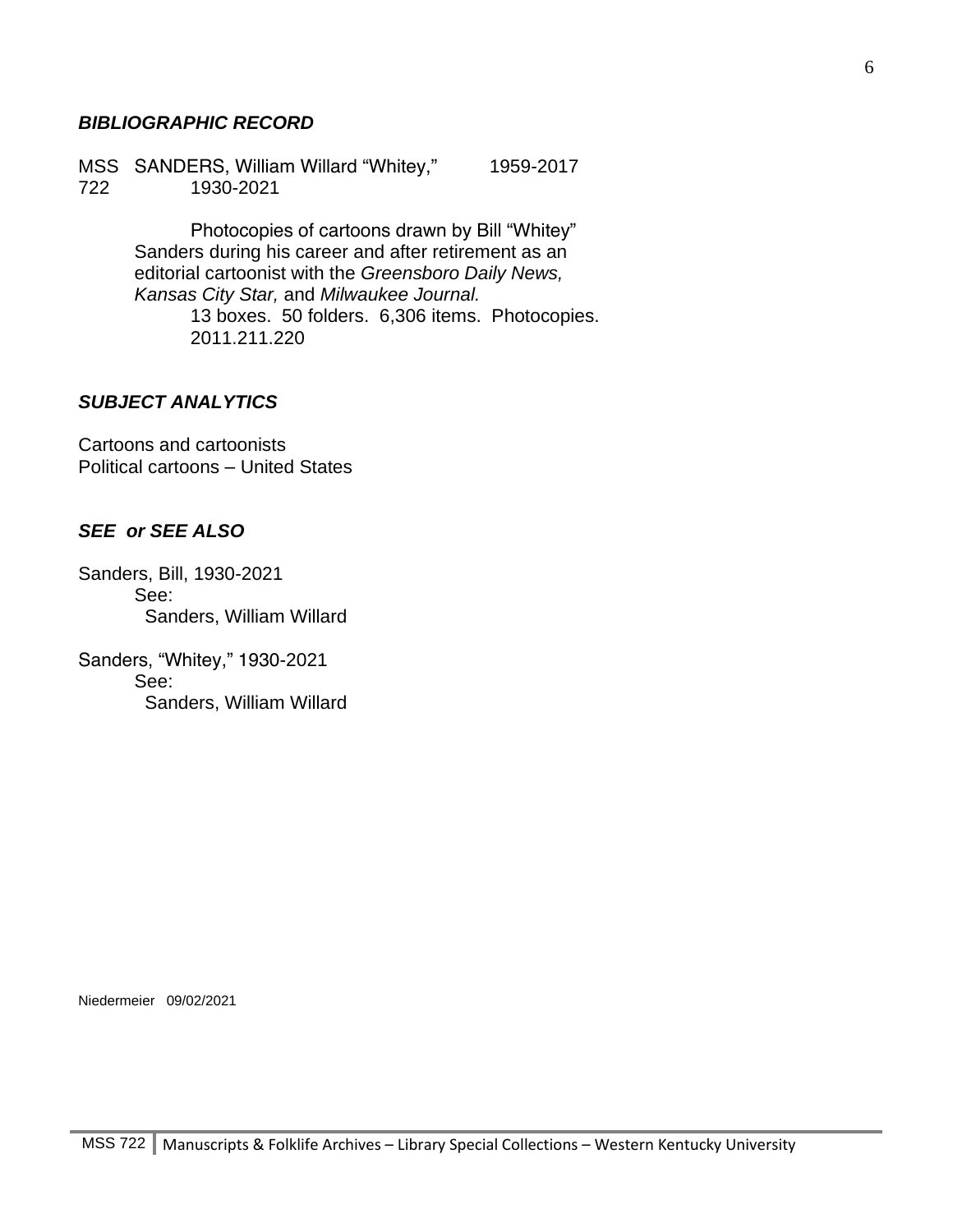### *BIBLIOGRAPHIC RECORD*

MSS 722 SANDERS, William Willard "Whitey," 1930-2021 1959-2017

Photocopies of cartoons drawn by Bill "Whitey" Sanders during his career and after retirement as an editorial cartoonist with the *Greensboro Daily News, Kansas City Star,* and *Milwaukee Journal.*

13 boxes. 50 folders. 6,306 items. Photocopies.
2011.211.220

### *SUBJECT ANALYTICS*

Cartoons and cartoonists
Political cartoons – United States

### *SEE or SEE ALSO*

Sanders, Bill, 1930-2021
  See:
   Sanders, William Willard

Sanders, "Whitey," 1930-2021
  See:
   Sanders, William Willard

Niedermeier 09/02/2021